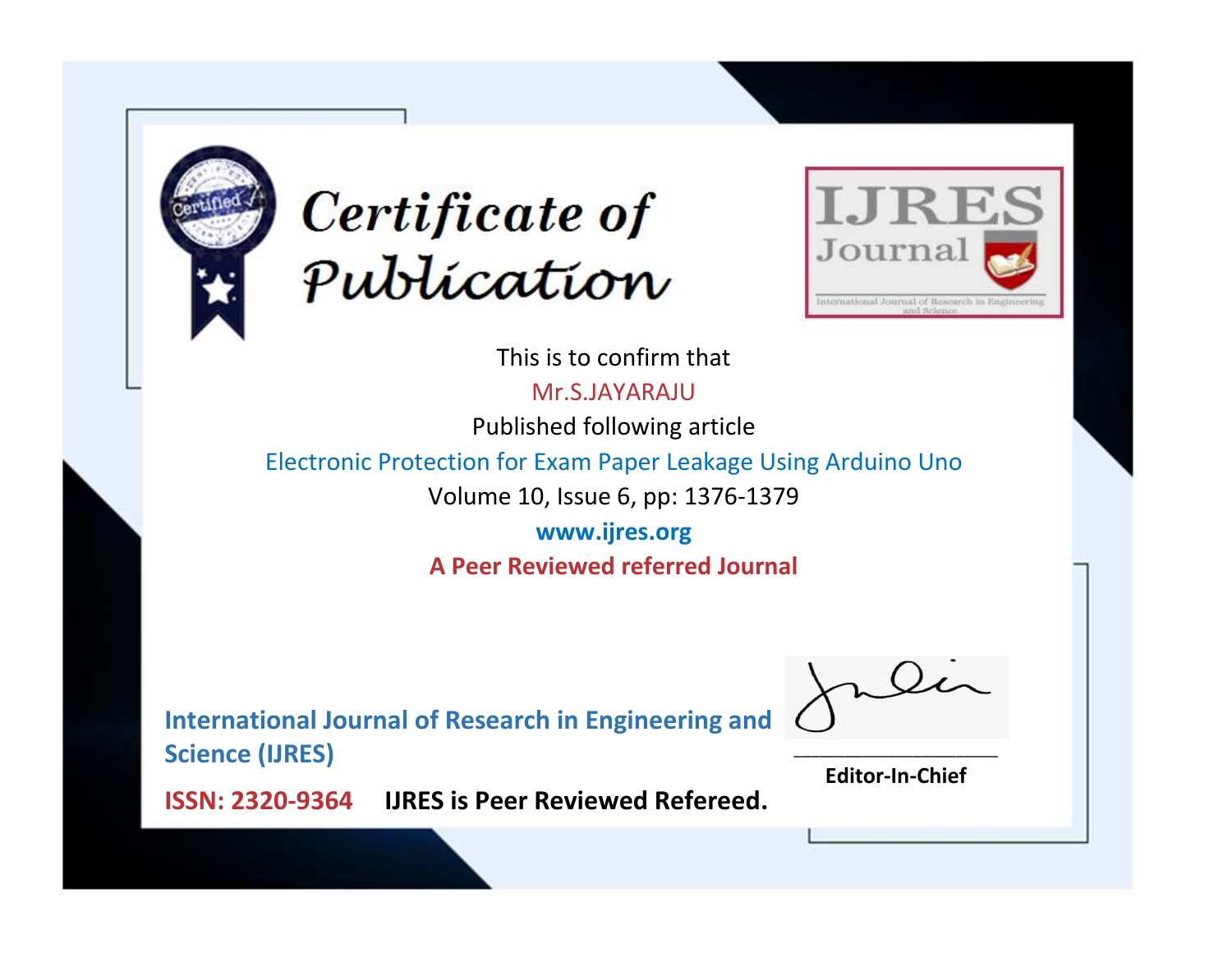# Certificate of Publication

IJRES Journal

International Journal of Research in Engineering and Science

This is to confirm that

Mr.S.JAYARAJU

Published following article

Electronic Protection for Exam Paper Leakage Using Arduino Uno

Volume 10, Issue 6, pp: 1376-1379

**www.ijres.org**

**A Peer Reviewed referred Journal**

**International Journal of Research in Engineering and Science (IJRES)**

**ISSN: 2320-9364** **IJRES is Peer Reviewed Refereed.**

**Editor-In-Chief**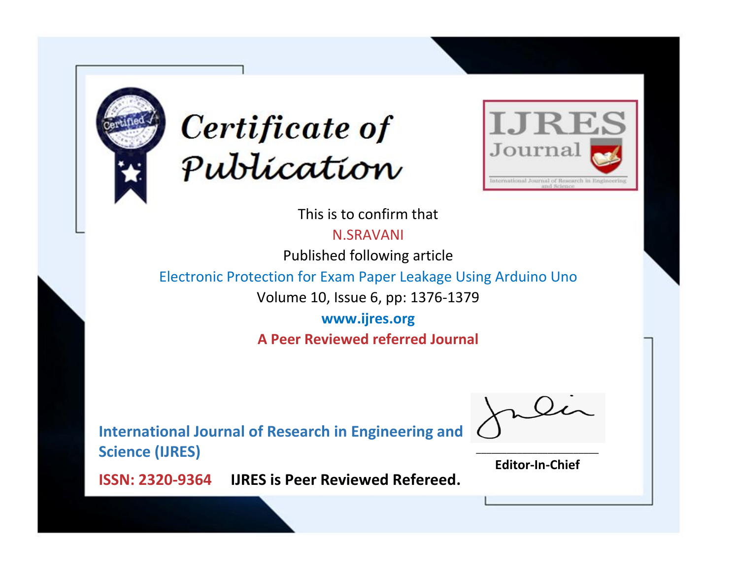# Certificate of Publication

**IJRES Journal**

International Journal of Research in Engineering and Science

This is to confirm that

N.SRAVANI

Published following article

Electronic Protection for Exam Paper Leakage Using Arduino Uno

Volume 10, Issue 6, pp: 1376-1379

**www.ijres.org**

**A Peer Reviewed referred Journal**

**International Journal of Research in Engineering and Science (IJRES)**

**ISSN: 2320-9364** **IJRES is Peer Reviewed Refereed.**

**Editor-In-Chief**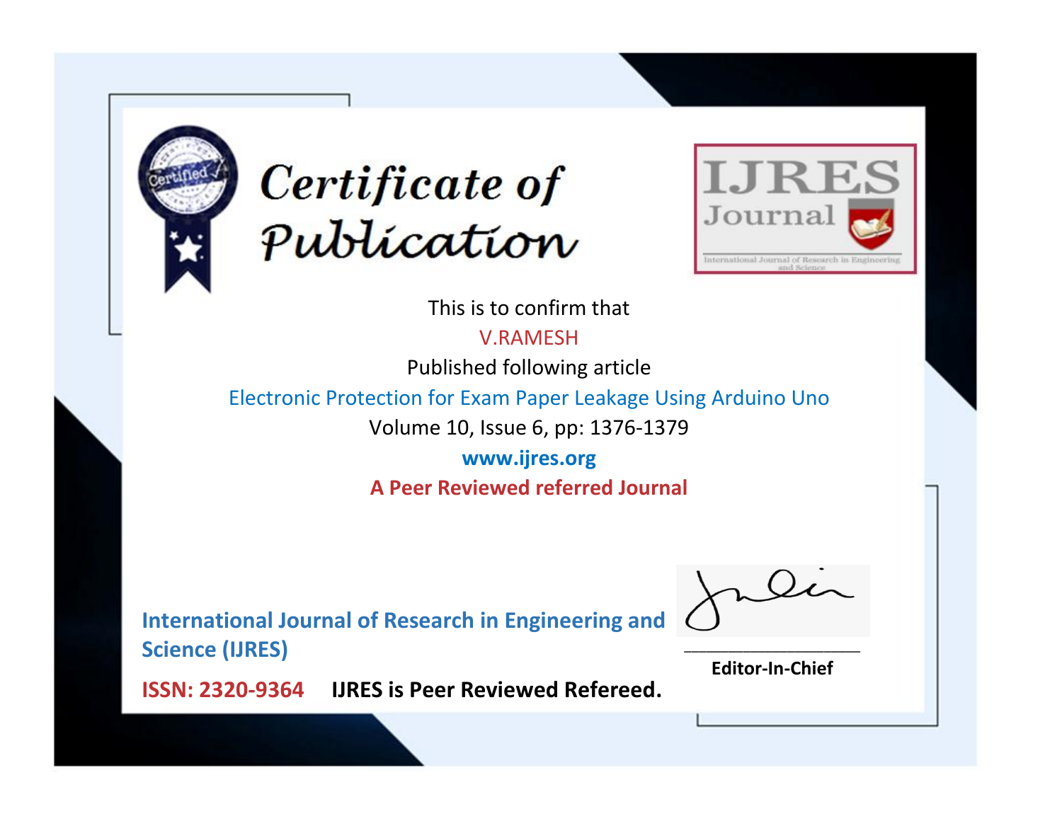# Certificate of Publication

**IJRES Journal**

International Journal of Research in Engineering and Science

This is to confirm that

V.RAMESH

Published following article

Electronic Protection for Exam Paper Leakage Using Arduino Uno

Volume 10, Issue 6, pp: 1376-1379

**www.ijres.org**

**A Peer Reviewed referred Journal**

**International Journal of Research in Engineering and Science (IJRES)**

**ISSN: 2320-9364** **IJRES is Peer Reviewed Refereed.**

**Editor-In-Chief**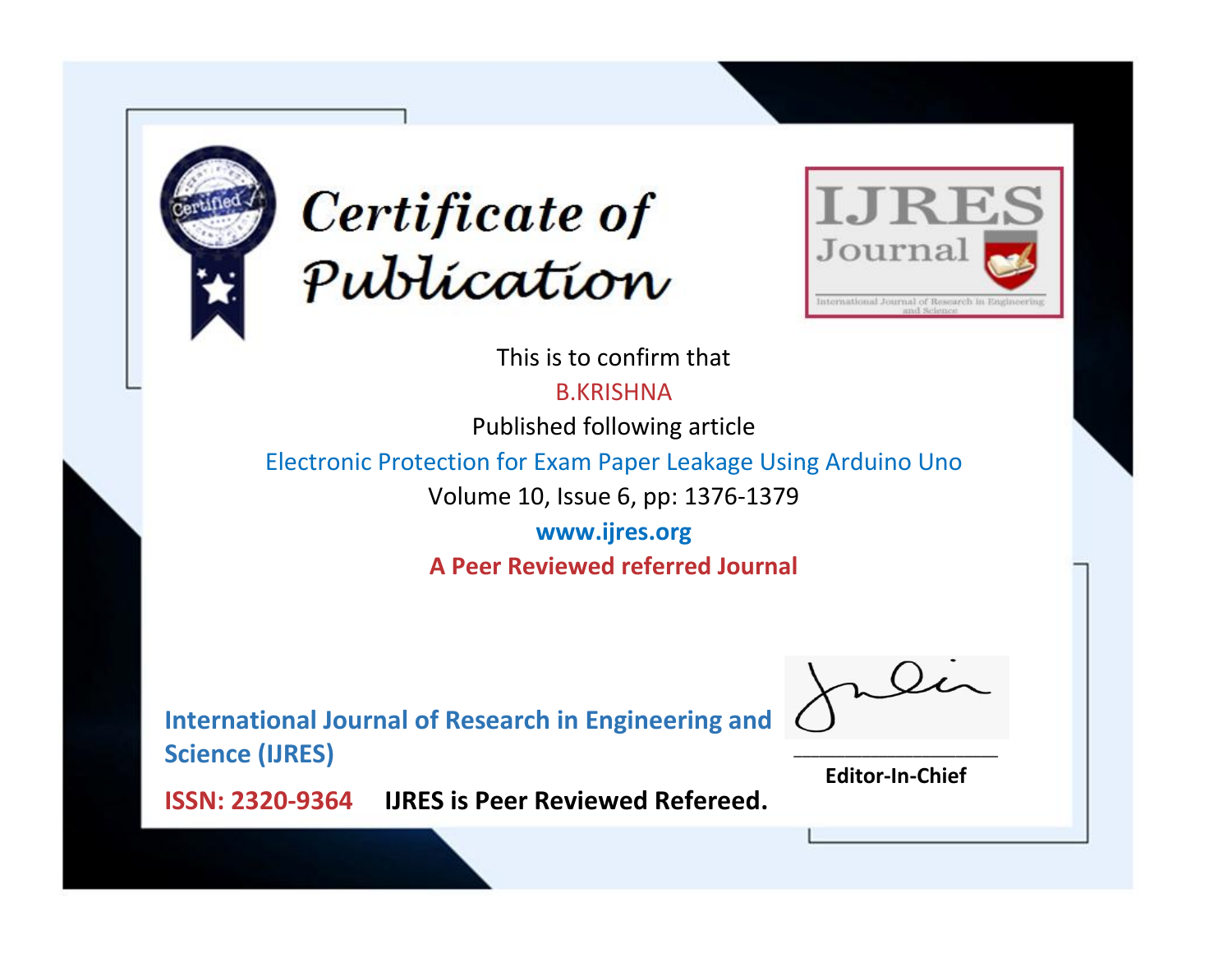# Certificate of Publication

**IJRES Journal**

International Journal of Research in Engineering and Science

This is to confirm that

B.KRISHNA

Published following article

Electronic Protection for Exam Paper Leakage Using Arduino Uno

Volume 10, Issue 6, pp: 1376-1379

**www.ijres.org**

**A Peer Reviewed referred Journal**

**International Journal of Research in Engineering and Science (IJRES)**

**ISSN: 2320-9364** **IJRES is Peer Reviewed Refereed.**

**Editor-In-Chief**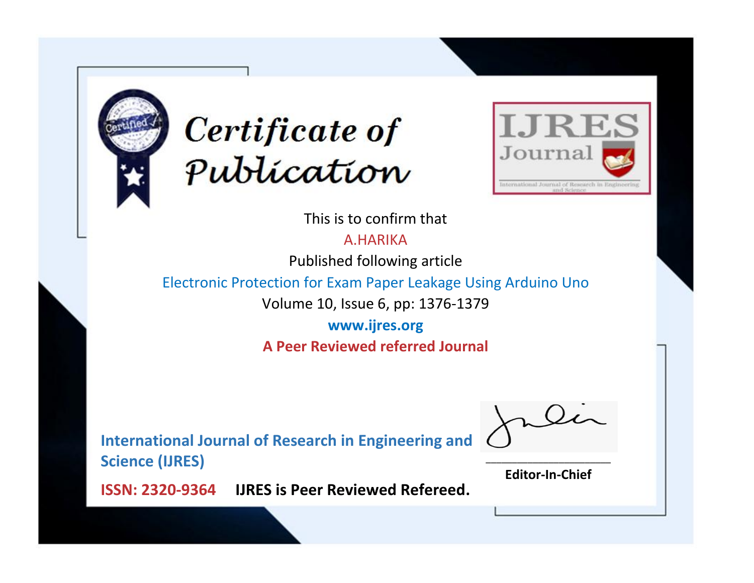# Certificate of Publication

IJRES Journal

International Journal of Research in Engineering and Science

This is to confirm that

A.HARIKA

Published following article

Electronic Protection for Exam Paper Leakage Using Arduino Uno

Volume 10, Issue 6, pp: 1376-1379

www.ijres.org

**A Peer Reviewed referred Journal**

**International Journal of Research in Engineering and Science (IJRES)**

**ISSN: 2320-9364** **IJRES is Peer Reviewed Refereed.**

**Editor-In-Chief**